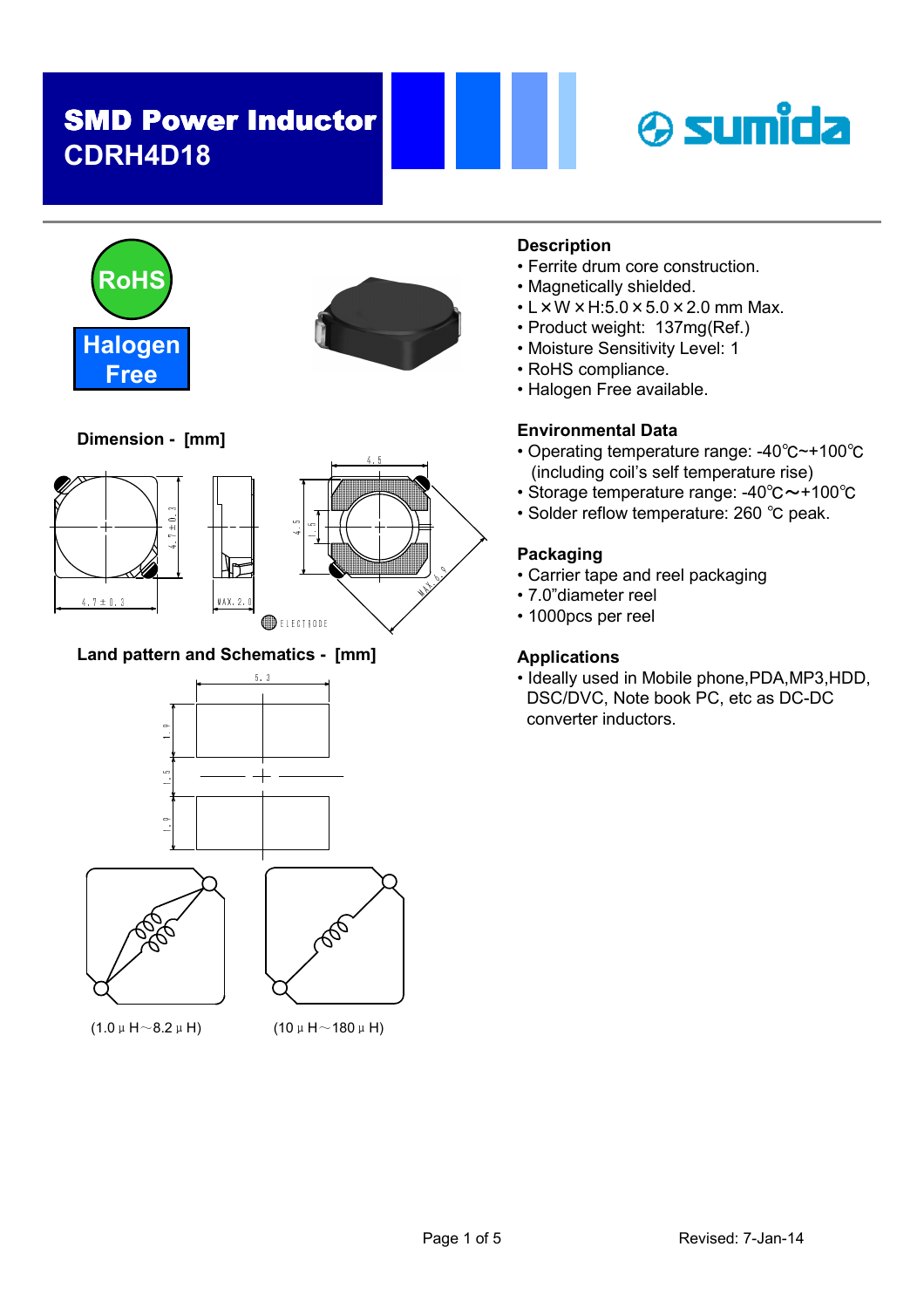# SMD Power Inductor
## CDRH4D18

RoHS

Halogen Free

### Dimension - [mm]

4.7±0.3

4.7±0.3

MAX. 2.0

4.5

4.5

1.5

MAX. 6.9

ELECTRODE

### Land pattern and Schematics - [mm]

5.3

1.9

1.5

1.9

(1.0 μH～8.2 μH)

(10 μH～180 μH)

### Description

- Ferrite drum core construction.
- Magnetically shielded.
- L×W×H:5.0×5.0×2.0 mm Max.
- Product weight: 137mg(Ref.)
- Moisture Sensitivity Level: 1
- RoHS compliance.
- Halogen Free available.

### Environmental Data

- Operating temperature range: -40℃~+100℃ (including coil's self temperature rise)
- Storage temperature range: -40℃～+100℃
- Solder reflow temperature: 260 ℃ peak.

### Packaging

- Carrier tape and reel packaging
- 7.0"diameter reel
- 1000pcs per reel

### Applications

- Ideally used in Mobile phone,PDA,MP3,HDD, DSC/DVC, Note book PC, etc as DC-DC converter inductors.

Revised: 7-Jan-14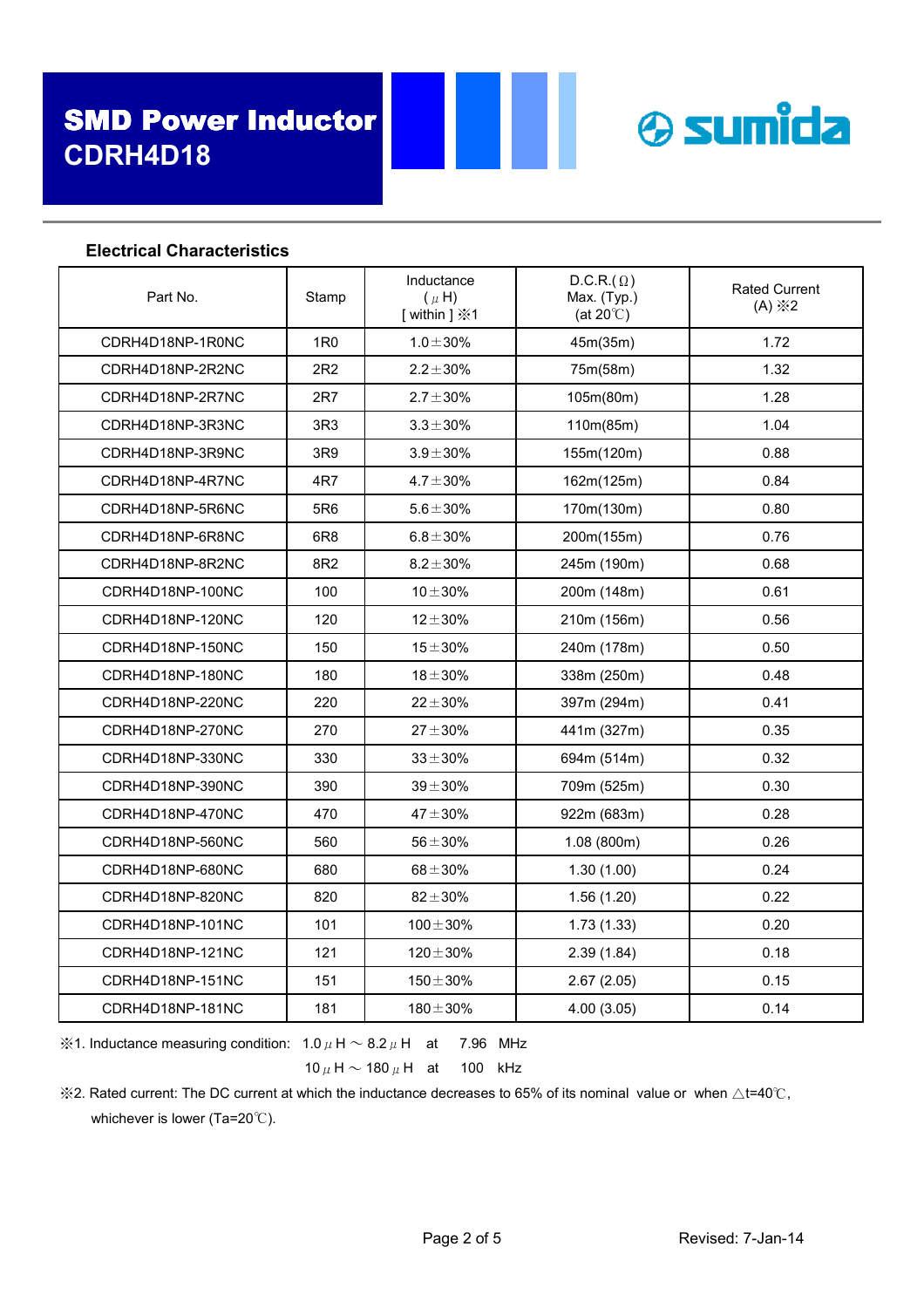# SMD Power Inductor
# CDRH4D18

sumida

### Electrical Characteristics

| Part No. | Stamp | Inductance (μH) [ within ] ※1 | D.C.R.(Ω) Max. (Typ.) (at 20℃) | Rated Current (A) ※2 |
|---|---|---|---|---|
| CDRH4D18NP-1R0NC | 1R0 | 1.0±30% | 45m(35m) | 1.72 |
| CDRH4D18NP-2R2NC | 2R2 | 2.2±30% | 75m(58m) | 1.32 |
| CDRH4D18NP-2R7NC | 2R7 | 2.7±30% | 105m(80m) | 1.28 |
| CDRH4D18NP-3R3NC | 3R3 | 3.3±30% | 110m(85m) | 1.04 |
| CDRH4D18NP-3R9NC | 3R9 | 3.9±30% | 155m(120m) | 0.88 |
| CDRH4D18NP-4R7NC | 4R7 | 4.7±30% | 162m(125m) | 0.84 |
| CDRH4D18NP-5R6NC | 5R6 | 5.6±30% | 170m(130m) | 0.80 |
| CDRH4D18NP-6R8NC | 6R8 | 6.8±30% | 200m(155m) | 0.76 |
| CDRH4D18NP-8R2NC | 8R2 | 8.2±30% | 245m (190m) | 0.68 |
| CDRH4D18NP-100NC | 100 | 10±30% | 200m (148m) | 0.61 |
| CDRH4D18NP-120NC | 120 | 12±30% | 210m (156m) | 0.56 |
| CDRH4D18NP-150NC | 150 | 15±30% | 240m (178m) | 0.50 |
| CDRH4D18NP-180NC | 180 | 18±30% | 338m (250m) | 0.48 |
| CDRH4D18NP-220NC | 220 | 22±30% | 397m (294m) | 0.41 |
| CDRH4D18NP-270NC | 270 | 27±30% | 441m (327m) | 0.35 |
| CDRH4D18NP-330NC | 330 | 33±30% | 694m (514m) | 0.32 |
| CDRH4D18NP-390NC | 390 | 39±30% | 709m (525m) | 0.30 |
| CDRH4D18NP-470NC | 470 | 47±30% | 922m (683m) | 0.28 |
| CDRH4D18NP-560NC | 560 | 56±30% | 1.08 (800m) | 0.26 |
| CDRH4D18NP-680NC | 680 | 68±30% | 1.30 (1.00) | 0.24 |
| CDRH4D18NP-820NC | 820 | 82±30% | 1.56 (1.20) | 0.22 |
| CDRH4D18NP-101NC | 101 | 100±30% | 1.73 (1.33) | 0.20 |
| CDRH4D18NP-121NC | 121 | 120±30% | 2.39 (1.84) | 0.18 |
| CDRH4D18NP-151NC | 151 | 150±30% | 2.67 (2.05) | 0.15 |
| CDRH4D18NP-181NC | 181 | 180±30% | 4.00 (3.05) | 0.14 |

※1. Inductance measuring condition: 1.0μH ～ 8.2μH at 7.96 MHz
10μH ～ 180μH at 100 kHz

※2. Rated current: The DC current at which the inductance decreases to 65% of its nominal value or when △t=40℃, whichever is lower (Ta=20℃).

Revised: 7-Jan-14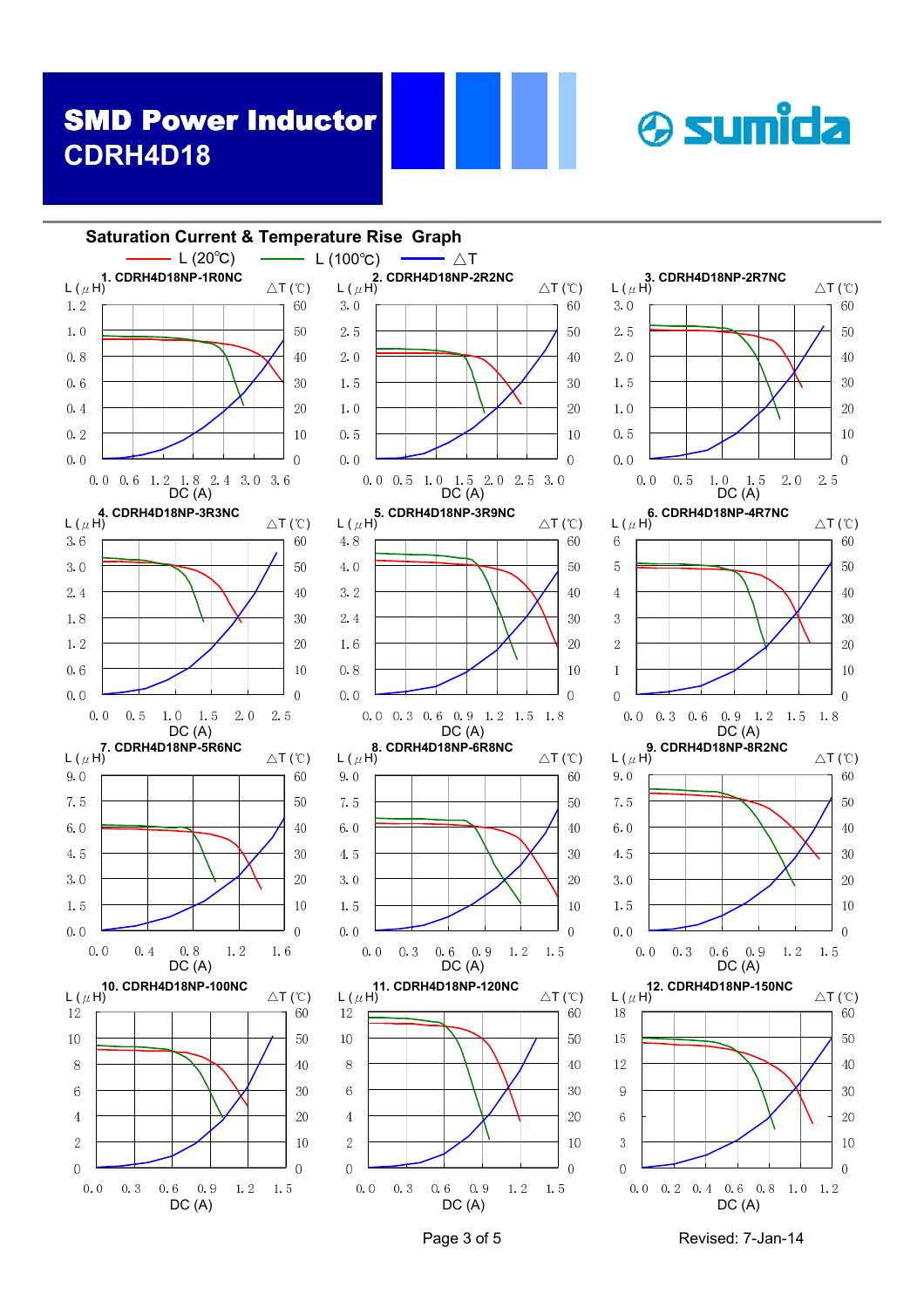# SMD Power Inductor
## CDRH4D18

### Saturation Current & Temperature Rise Graph

L (20℃) — L (100℃) — △T

1. CDRH4D18NP-1R0NC
2. CDRH4D18NP-2R2NC
3. CDRH4D18NP-2R7NC
4. CDRH4D18NP-3R3NC
5. CDRH4D18NP-3R9NC
6. CDRH4D18NP-4R7NC
7. CDRH4D18NP-5R6NC
8. CDRH4D18NP-6R8NC
9. CDRH4D18NP-8R2NC
10. CDRH4D18NP-100NC
11. CDRH4D18NP-120NC
12. CDRH4D18NP-150NC

Revised: 7-Jan-14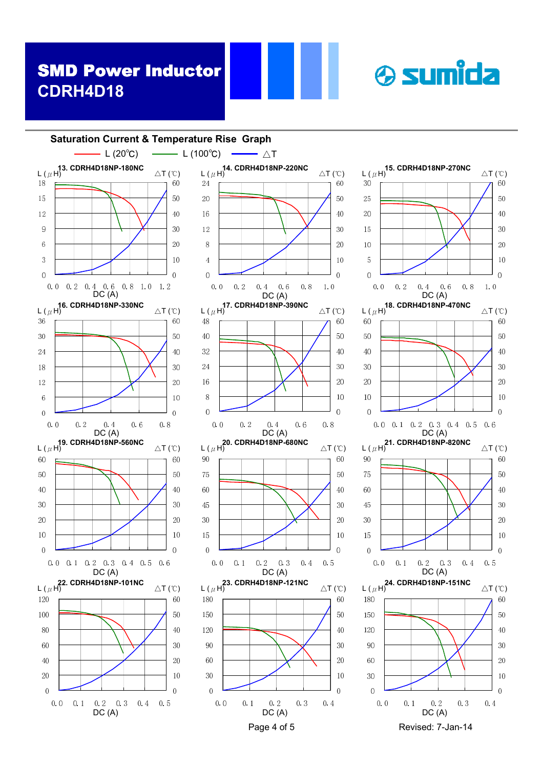# SMD Power Inductor
## CDRH4D18

### Saturation Current & Temperature Rise Graph

L (20℃) — L (100℃) — △T

**13. CDRH4D18NP-180NC**

L (μH) 0–18; △T (℃) 0–60; DC (A) 0.0–1.2

**14. CDRH4D18NP-220NC**

L (μH) 0–24; △T (℃) 0–60; DC (A) 0.0–1.0

**15. CDRH4D18NP-270NC**

L (μH) 0–30; △T (℃) 0–60; DC (A) 0.0–1.0

**16. CDRH4D18NP-330NC**

L (μH) 0–36; △T (℃) 0–60; DC (A) 0.0–0.8

**17. CDRH4D18NP-390NC**

L (μH) 0–48; △T (℃) 0–60; DC (A) 0.0–0.8

**18. CDRH4D18NP-470NC**

L (μH) 0–60; △T (℃) 0–60; DC (A) 0.0–0.6

**19. CDRH4D18NP-560NC**

L (μH) 0–60; △T (℃) 0–60; DC (A) 0.0–0.6

**20. CDRH4D18NP-680NC**

L (μH) 0–90; △T (℃) 0–60; DC (A) 0.0–0.5

**21. CDRH4D18NP-820NC**

L (μH) 0–90; △T (℃) 0–60; DC (A) 0.0–0.5

**22. CDRH4D18NP-101NC**

L (μH) 0–120; △T (℃) 0–60; DC (A) 0.0–0.5

**23. CDRH4D18NP-121NC**

L (μH) 0–180; △T (℃) 0–60; DC (A) 0.0–0.4

**24. CDRH4D18NP-151NC**

L (μH) 0–180; △T (℃) 0–60; DC (A) 0.0–0.4

Revised: 7-Jan-14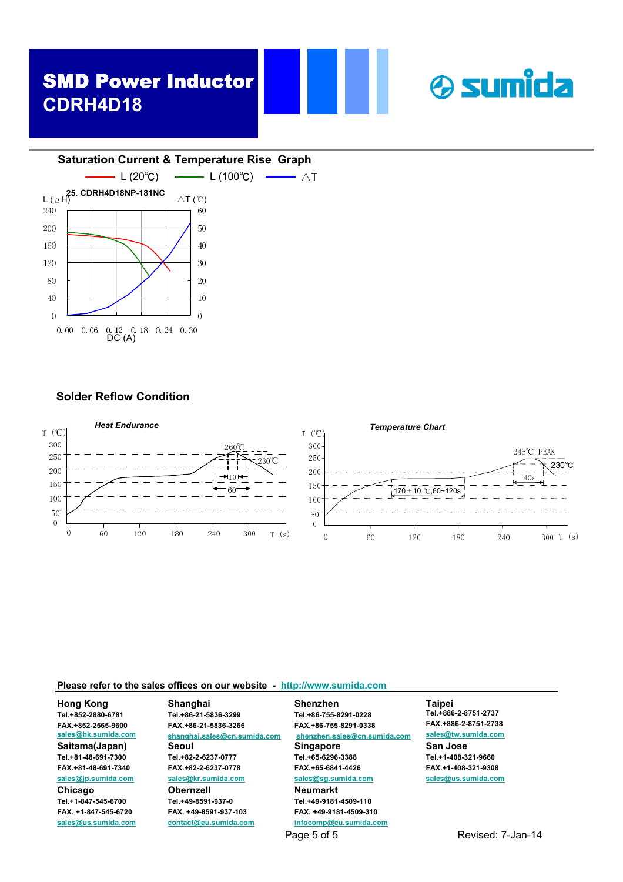# SMD Power Inductor
# CDRH4D18

sumida

## Saturation Current & Temperature Rise Graph

L (20℃) L (100℃) △T

25. CDRH4D18NP-181NC

L (μH)

△T (℃)

240 200 160 120 80 40 0

60 50 40 30 20 10 0

0.00 0.06 0.12 0.18 0.24 0.30

DC (A)

## Solder Reflow Condition

*Heat Endurance*

T (℃)

300 250 200 150 100 50 0

260℃

230℃

10

60

0 60 120 180 240 300 T (s)

*Temperature Chart*

T (℃)

300 250 200 150 100 50 0

245℃ PEAK

230℃

40s

170±10 ℃,60~120s

0 60 120 180 240 300 T (s)

**Please refer to the sales offices on our website - http://www.sumida.com**

**Hong Kong**
Tel.+852-2880-6781
FAX.+852-2565-9600
sales@hk.sumida.com

**Shanghai**
Tel.+86-21-5836-3299
FAX.+86-21-5836-3266
shanghai.sales@cn.sumida.com

**Shenzhen**
Tel.+86-755-8291-0228
FAX.+86-755-8291-0338
shenzhen.sales@cn.sumida.com

**Taipei**
Tel.+886-2-8751-2737
FAX.+886-2-8751-2738
sales@tw.sumida.com

**Saitama(Japan)**
Tel.+81-48-691-7300
FAX.+81-48-691-7340
sales@jp.sumida.com

**Seoul**
Tel.+82-2-6237-0777
FAX.+82-2-6237-0778
sales@kr.sumida.com

**Singapore**
Tel.+65-6296-3388
FAX.+65-6841-4426
sales@sg.sumida.com

**San Jose**
Tel.+1-408-321-9660
FAX.+1-408-321-9308
sales@us.sumida.com

**Chicago**
Tel.+1-847-545-6700
FAX. +1-847-545-6720
sales@us.sumida.com

**Obernzell**
Tel.+49-8591-937-0
FAX. +49-8591-937-103
contact@eu.sumida.com

**Neumarkt**
Tel.+49-9181-4509-110
FAX. +49-9181-4509-310
infocomp@eu.sumida.com

Revised: 7-Jan-14